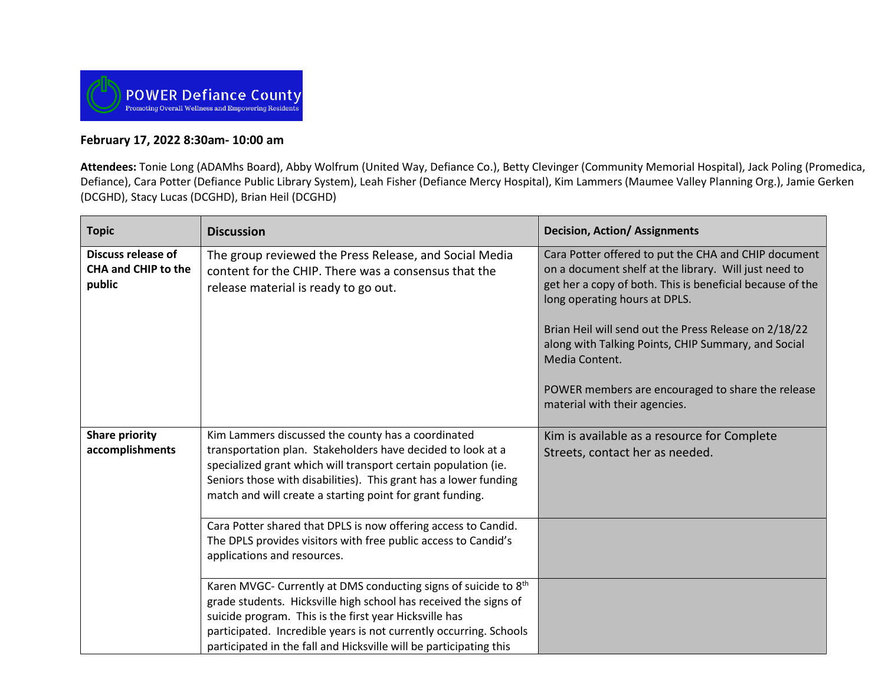POWER Defiance County

Promoting Overall Wellness and Empowering Residents

**February 17, 2022 8:30am- 10:00 am**

**Attendees:** Tonie Long (ADAMhs Board), Abby Wolfrum (United Way, Defiance Co.), Betty Clevinger (Community Memorial Hospital), Jack Poling (Promedica, Defiance), Cara Potter (Defiance Public Library System), Leah Fisher (Defiance Mercy Hospital), Kim Lammers (Maumee Valley Planning Org.), Jamie Gerken (DCGHD), Stacy Lucas (DCGHD), Brian Heil (DCGHD)

| Topic | Discussion | Decision, Action/ Assignments |
|---|---|---|
| **Discuss release of CHA and CHIP to the public** | The group reviewed the Press Release, and Social Media content for the CHIP. There was a consensus that the release material is ready to go out. | Cara Potter offered to put the CHA and CHIP document on a document shelf at the library. Will just need to get her a copy of both. This is beneficial because of the long operating hours at DPLS.<br><br>Brian Heil will send out the Press Release on 2/18/22 along with Talking Points, CHIP Summary, and Social Media Content.<br><br>POWER members are encouraged to share the release material with their agencies. |
| **Share priority accomplishments** | Kim Lammers discussed the county has a coordinated transportation plan. Stakeholders have decided to look at a specialized grant which will transport certain population (ie. Seniors those with disabilities). This grant has a lower funding match and will create a starting point for grant funding. | Kim is available as a resource for Complete Streets, contact her as needed. |
| | Cara Potter shared that DPLS is now offering access to Candid. The DPLS provides visitors with free public access to Candid's applications and resources. | |
| | Karen MVGC- Currently at DMS conducting signs of suicide to 8th grade students. Hicksville high school has received the signs of suicide program. This is the first year Hicksville has participated. Incredible years is not currently occurring. Schools participated in the fall and Hicksville will be participating this | |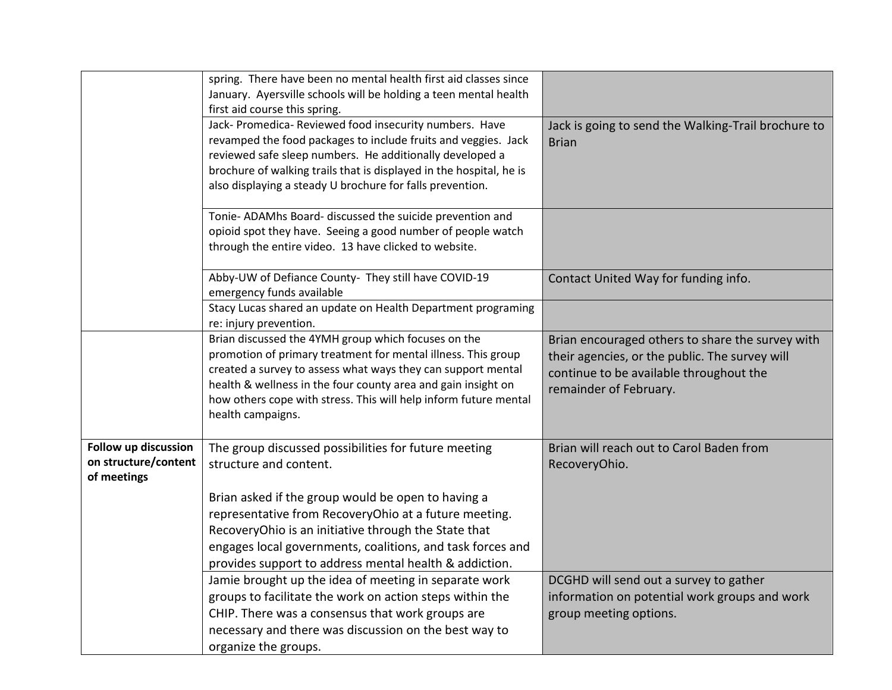| | | |
|---|---|---|
| | spring. There have been no mental health first aid classes since January. Ayersville schools will be holding a teen mental health first aid course this spring. | |
| | Jack- Promedica- Reviewed food insecurity numbers. Have revamped the food packages to include fruits and veggies. Jack reviewed safe sleep numbers. He additionally developed a brochure of walking trails that is displayed in the hospital, he is also displaying a steady U brochure for falls prevention. | Jack is going to send the Walking-Trail brochure to Brian |
| | Tonie- ADAMhs Board- discussed the suicide prevention and opioid spot they have. Seeing a good number of people watch through the entire video. 13 have clicked to website. | |
| | Abby-UW of Defiance County- They still have COVID-19 emergency funds available | Contact United Way for funding info. |
| | Stacy Lucas shared an update on Health Department programing re: injury prevention. | |
| | Brian discussed the 4YMH group which focuses on the promotion of primary treatment for mental illness. This group created a survey to assess what ways they can support mental health & wellness in the four county area and gain insight on how others cope with stress. This will help inform future mental health campaigns. | Brian encouraged others to share the survey with their agencies, or the public. The survey will continue to be available throughout the remainder of February. |
| **Follow up discussion on structure/content of meetings** | The group discussed possibilities for future meeting structure and content.<br><br>Brian asked if the group would be open to having a representative from RecoveryOhio at a future meeting. RecoveryOhio is an initiative through the State that engages local governments, coalitions, and task forces and provides support to address mental health & addiction. | Brian will reach out to Carol Baden from RecoveryOhio. |
| | Jamie brought up the idea of meeting in separate work groups to facilitate the work on action steps within the CHIP. There was a consensus that work groups are necessary and there was discussion on the best way to organize the groups. | DCGHD will send out a survey to gather information on potential work groups and work group meeting options. |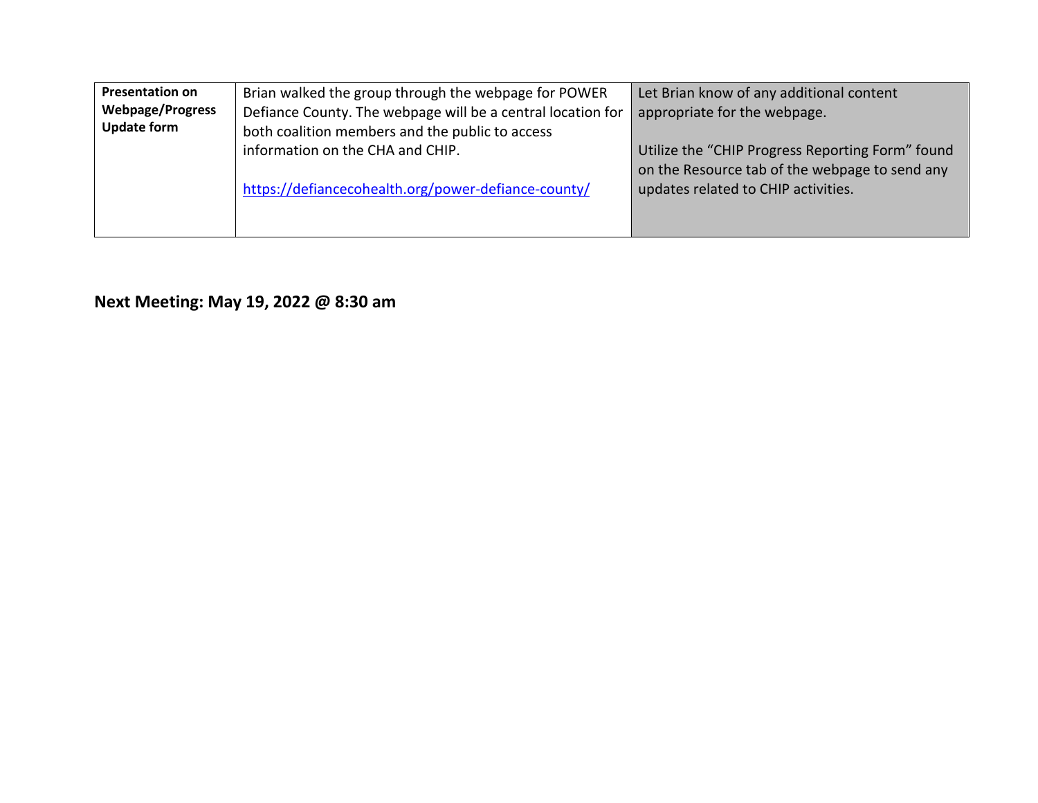| | | |
|---|---|---|
| **Presentation on Webpage/Progress Update form** | Brian walked the group through the webpage for POWER Defiance County. The webpage will be a central location for both coalition members and the public to access information on the CHA and CHIP.<br><br>https://defiancecohealth.org/power-defiance-county/ | Let Brian know of any additional content appropriate for the webpage.<br><br>Utilize the "CHIP Progress Reporting Form" found on the Resource tab of the webpage to send any updates related to CHIP activities. |

**Next Meeting: May 19, 2022 @ 8:30 am**